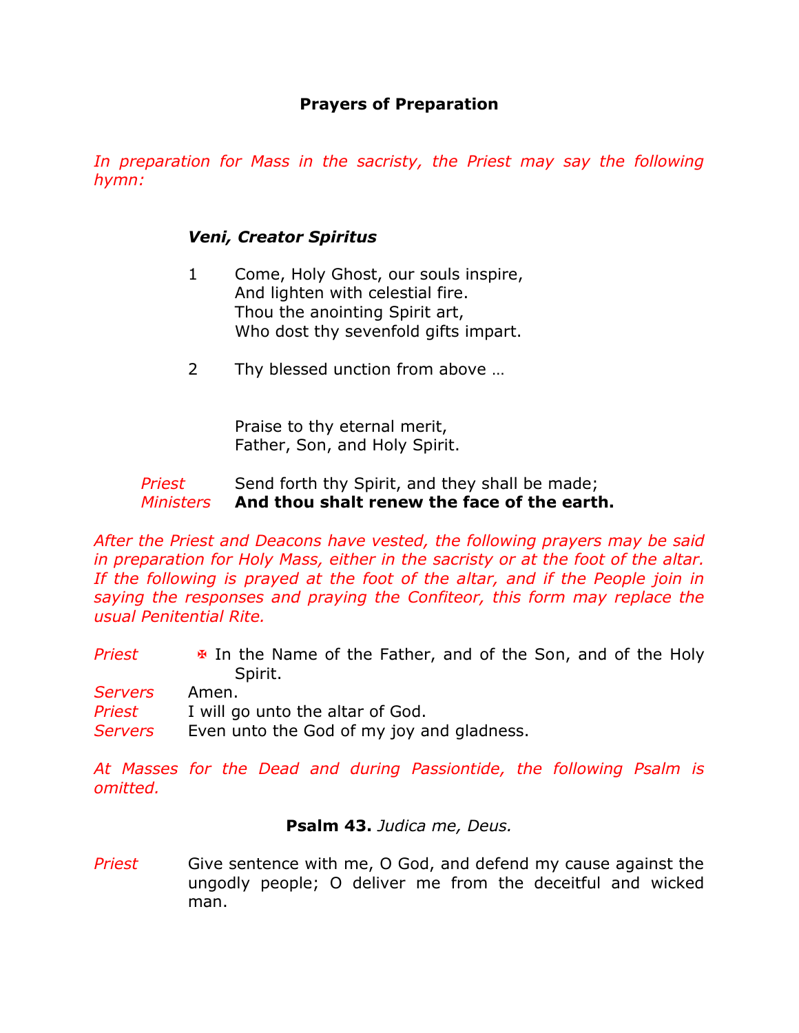## Prayers of Preparation

*In preparation for Mass in the sacristy, the Priest may say the following hymn:*

### *Veni, Creator Spiritus*

1 Come, Holy Ghost, our souls inspire,
And lighten with celestial fire.
Thou the anointing Spirit art,
Who dost thy sevenfold gifts impart.

2 Thy blessed unction from above …

Praise to thy eternal merit,
Father, Son, and Holy Spirit.

*Priest* Send forth thy Spirit, and they shall be made;
*Ministers* **And thou shalt renew the face of the earth.**

*After the Priest and Deacons have vested, the following prayers may be said in preparation for Holy Mass, either in the sacristy or at the foot of the altar. If the following is prayed at the foot of the altar, and if the People join in saying the responses and praying the Confiteor, this form may replace the usual Penitential Rite.*

*Priest* ✠ In the Name of the Father, and of the Son, and of the Holy Spirit.
*Servers* Amen.
*Priest* I will go unto the altar of God.
*Servers* Even unto the God of my joy and gladness.

*At Masses for the Dead and during Passiontide, the following Psalm is omitted.*

**Psalm 43.** *Judica me, Deus.*

*Priest* Give sentence with me, O God, and defend my cause against the ungodly people; O deliver me from the deceitful and wicked man.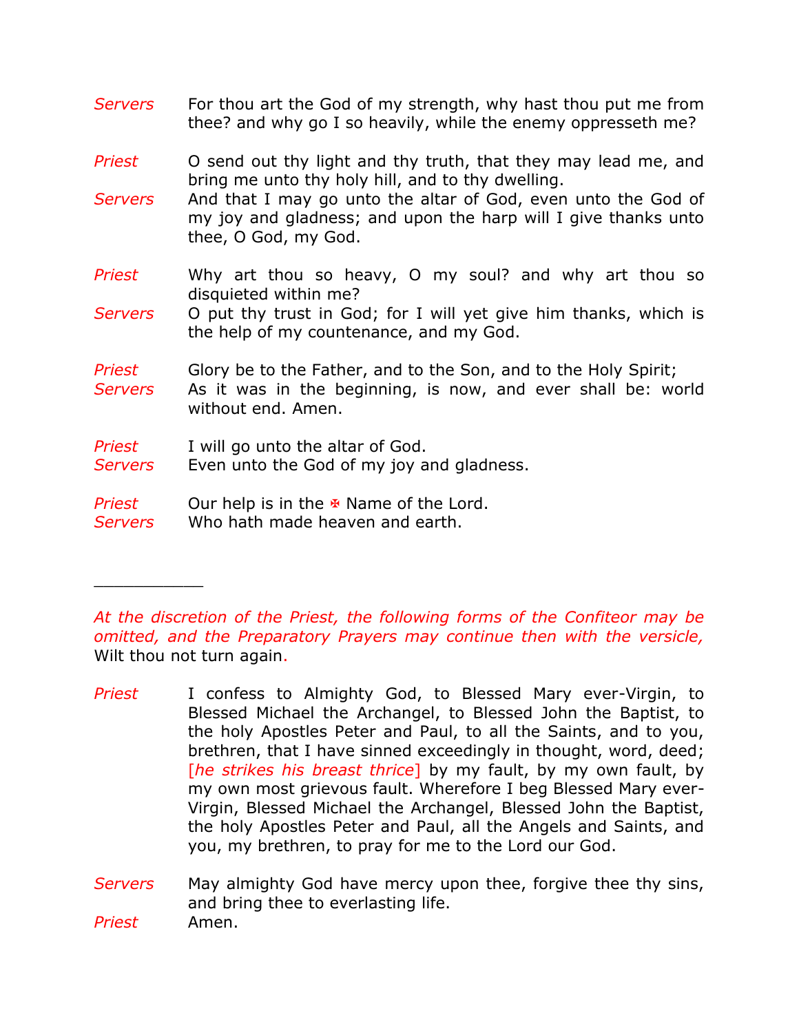*Servers* For thou art the God of my strength, why hast thou put me from thee? and why go I so heavily, while the enemy oppresseth me?

*Priest* O send out thy light and thy truth, that they may lead me, and bring me unto thy holy hill, and to thy dwelling.

*Servers* And that I may go unto the altar of God, even unto the God of my joy and gladness; and upon the harp will I give thanks unto thee, O God, my God.

*Priest* Why art thou so heavy, O my soul? and why art thou so disquieted within me?

*Servers* O put thy trust in God; for I will yet give him thanks, which is the help of my countenance, and my God.

*Priest* Glory be to the Father, and to the Son, and to the Holy Spirit;

*Servers* As it was in the beginning, is now, and ever shall be: world without end. Amen.

*Priest* I will go unto the altar of God.

*Servers* Even unto the God of my joy and gladness.

*Priest* Our help is in the ✠ Name of the Lord.

*Servers* Who hath made heaven and earth.

___________

*At the discretion of the Priest, the following forms of the Confiteor may be omitted, and the Preparatory Prayers may continue then with the versicle,* Wilt thou not turn again.

*Priest* I confess to Almighty God, to Blessed Mary ever-Virgin, to Blessed Michael the Archangel, to Blessed John the Baptist, to the holy Apostles Peter and Paul, to all the Saints, and to you, brethren, that I have sinned exceedingly in thought, word, deed; [*he strikes his breast thrice*] by my fault, by my own fault, by my own most grievous fault. Wherefore I beg Blessed Mary ever-Virgin, Blessed Michael the Archangel, Blessed John the Baptist, the holy Apostles Peter and Paul, all the Angels and Saints, and you, my brethren, to pray for me to the Lord our God.

*Servers* May almighty God have mercy upon thee, forgive thee thy sins, and bring thee to everlasting life.

*Priest* Amen.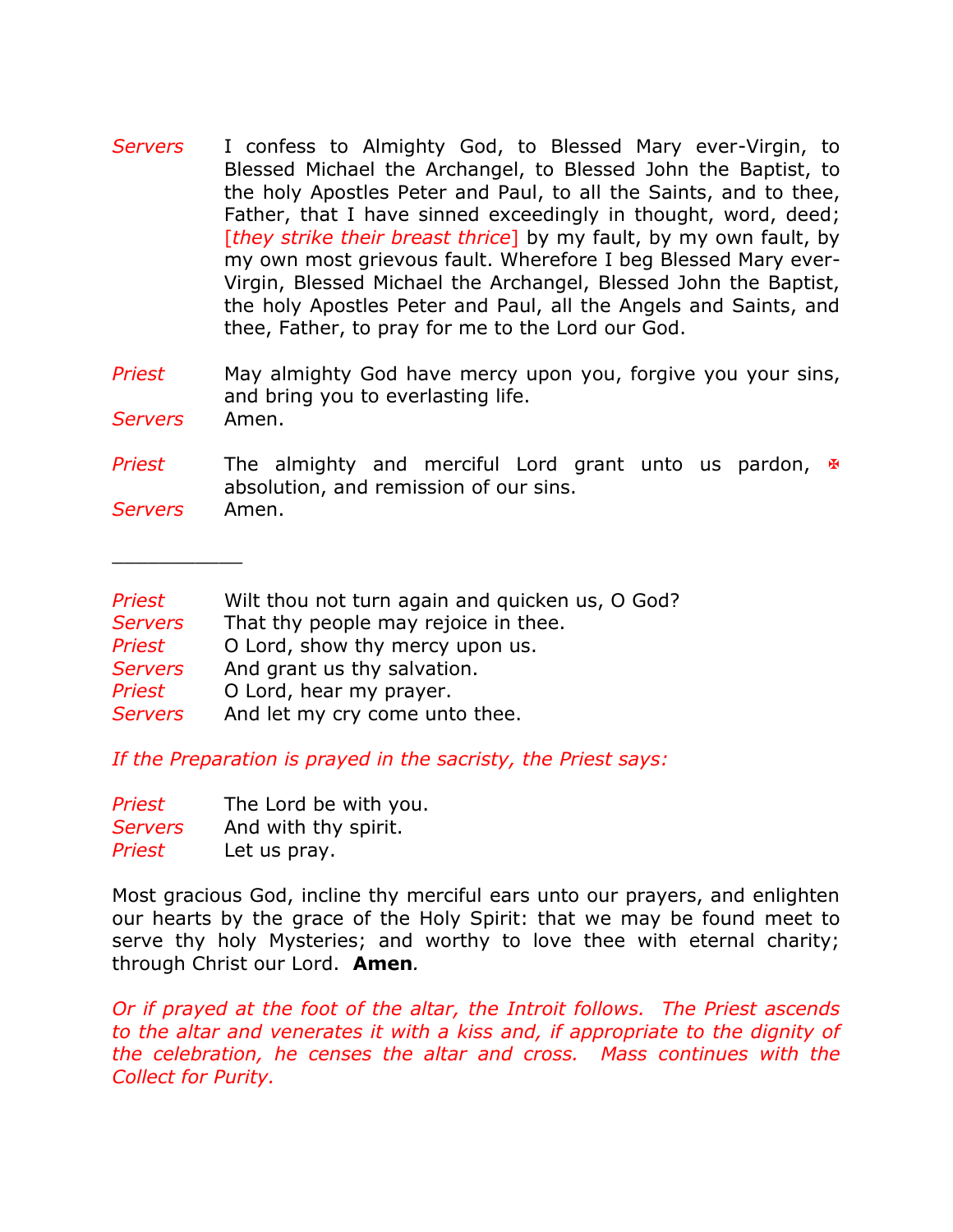*Servers* I confess to Almighty God, to Blessed Mary ever-Virgin, to Blessed Michael the Archangel, to Blessed John the Baptist, to the holy Apostles Peter and Paul, to all the Saints, and to thee, Father, that I have sinned exceedingly in thought, word, deed; [*they strike their breast thrice*] by my fault, by my own fault, by my own most grievous fault. Wherefore I beg Blessed Mary ever-Virgin, Blessed Michael the Archangel, Blessed John the Baptist, the holy Apostles Peter and Paul, all the Angels and Saints, and thee, Father, to pray for me to the Lord our God.

*Priest* May almighty God have mercy upon you, forgive you your sins, and bring you to everlasting life.
*Servers* Amen.

*Priest* The almighty and merciful Lord grant unto us pardon, ✠ absolution, and remission of our sins.
*Servers* Amen.

___________

*Priest* Wilt thou not turn again and quicken us, O God?
*Servers* That thy people may rejoice in thee.
*Priest* O Lord, show thy mercy upon us.
*Servers* And grant us thy salvation.
*Priest* O Lord, hear my prayer.
*Servers* And let my cry come unto thee.

*If the Preparation is prayed in the sacristy, the Priest says:*

*Priest* The Lord be with you.
*Servers* And with thy spirit.
*Priest* Let us pray.

Most gracious God, incline thy merciful ears unto our prayers, and enlighten our hearts by the grace of the Holy Spirit: that we may be found meet to serve thy holy Mysteries; and worthy to love thee with eternal charity; through Christ our Lord. **Amen**.

*Or if prayed at the foot of the altar, the Introit follows. The Priest ascends to the altar and venerates it with a kiss and, if appropriate to the dignity of the celebration, he censes the altar and cross. Mass continues with the Collect for Purity.*